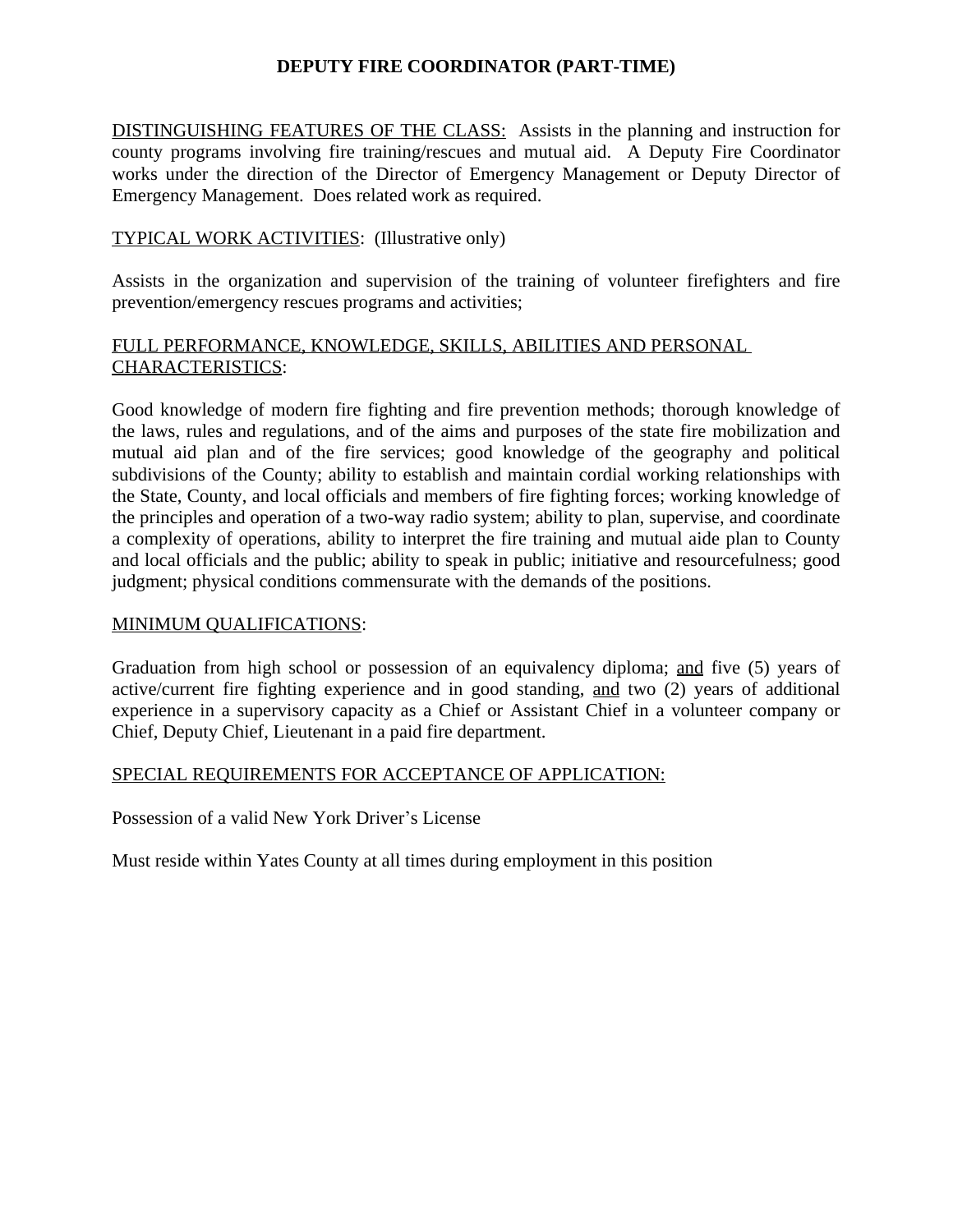# DEPUTY FIRE COORDINATOR (PART-TIME)

<u>DISTINGUISHING FEATURES OF THE CLASS:</u> Assists in the planning and instruction for county programs involving fire training/rescues and mutual aid. A Deputy Fire Coordinator works under the direction of the Director of Emergency Management or Deputy Director of Emergency Management. Does related work as required.

<u>TYPICAL WORK ACTIVITIES</u>: (Illustrative only)

Assists in the organization and supervision of the training of volunteer firefighters and fire prevention/emergency rescues programs and activities;

<u>FULL PERFORMANCE, KNOWLEDGE, SKILLS, ABILITIES AND PERSONAL CHARACTERISTICS</u>:

Good knowledge of modern fire fighting and fire prevention methods; thorough knowledge of the laws, rules and regulations, and of the aims and purposes of the state fire mobilization and mutual aid plan and of the fire services; good knowledge of the geography and political subdivisions of the County; ability to establish and maintain cordial working relationships with the State, County, and local officials and members of fire fighting forces; working knowledge of the principles and operation of a two-way radio system; ability to plan, supervise, and coordinate a complexity of operations, ability to interpret the fire training and mutual aide plan to County and local officials and the public; ability to speak in public; initiative and resourcefulness; good judgment; physical conditions commensurate with the demands of the positions.

<u>MINIMUM QUALIFICATIONS</u>:

Graduation from high school or possession of an equivalency diploma; <u>and</u> five (5) years of active/current fire fighting experience and in good standing, <u>and</u> two (2) years of additional experience in a supervisory capacity as a Chief or Assistant Chief in a volunteer company or Chief, Deputy Chief, Lieutenant in a paid fire department.

<u>SPECIAL REQUIREMENTS FOR ACCEPTANCE OF APPLICATION:</u>

Possession of a valid New York Driver's License

Must reside within Yates County at all times during employment in this position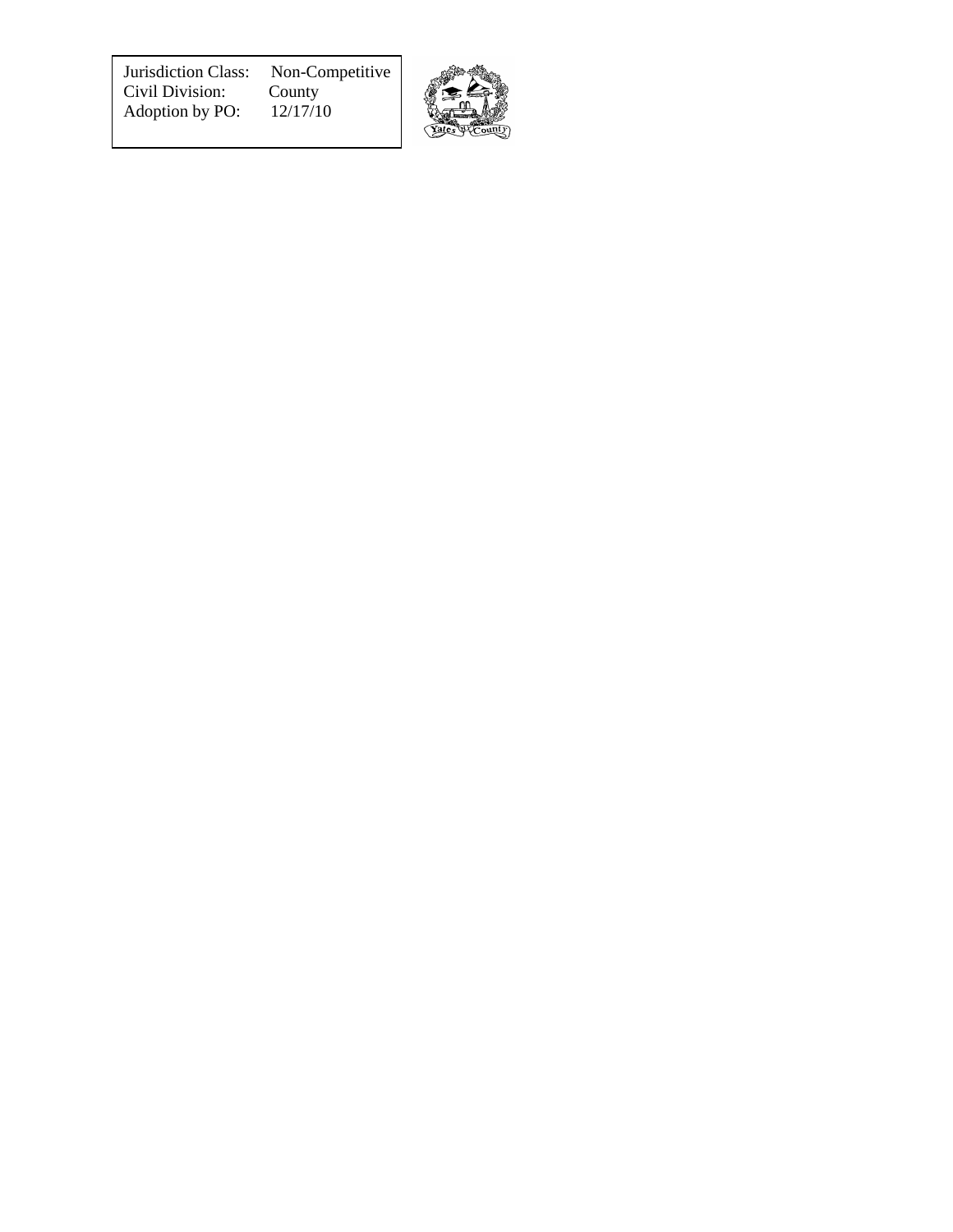| | |
|---|---|
| Jurisdiction Class: | Non-Competitive |
| Civil Division: | County |
| Adoption by PO: | 12/17/10 |